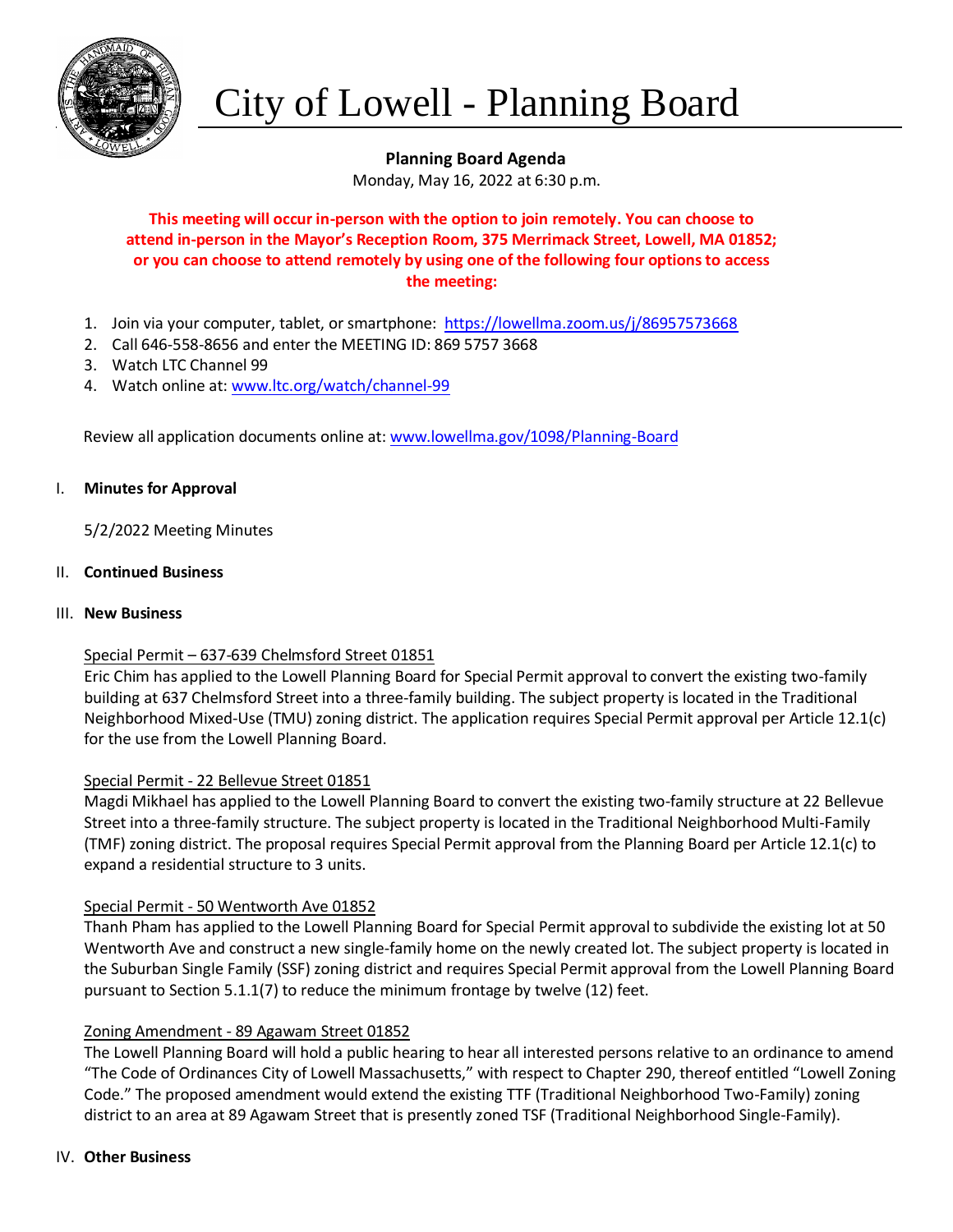# City of Lowell - Planning Board

**Planning Board Agenda**

Monday, May 16, 2022 at 6:30 p.m.

**This meeting will occur in-person with the option to join remotely. You can choose to attend in-person in the Mayor's Reception Room, 375 Merrimack Street, Lowell, MA 01852; or you can choose to attend remotely by using one of the following four options to access the meeting:**

1. Join via your computer, tablet, or smartphone: https://lowellma.zoom.us/j/86957573668
2. Call 646-558-8656 and enter the MEETING ID: 869 5757 3668
3. Watch LTC Channel 99
4. Watch online at: www.ltc.org/watch/channel-99

Review all application documents online at: www.lowellma.gov/1098/Planning-Board

## I. Minutes for Approval

5/2/2022 Meeting Minutes

## II. Continued Business

## III. New Business

Special Permit – 637-639 Chelmsford Street 01851

Eric Chim has applied to the Lowell Planning Board for Special Permit approval to convert the existing two-family building at 637 Chelmsford Street into a three-family building. The subject property is located in the Traditional Neighborhood Mixed-Use (TMU) zoning district. The application requires Special Permit approval per Article 12.1(c) for the use from the Lowell Planning Board.

Special Permit - 22 Bellevue Street 01851

Magdi Mikhael has applied to the Lowell Planning Board to convert the existing two-family structure at 22 Bellevue Street into a three-family structure. The subject property is located in the Traditional Neighborhood Multi-Family (TMF) zoning district. The proposal requires Special Permit approval from the Planning Board per Article 12.1(c) to expand a residential structure to 3 units.

Special Permit - 50 Wentworth Ave 01852

Thanh Pham has applied to the Lowell Planning Board for Special Permit approval to subdivide the existing lot at 50 Wentworth Ave and construct a new single-family home on the newly created lot. The subject property is located in the Suburban Single Family (SSF) zoning district and requires Special Permit approval from the Lowell Planning Board pursuant to Section 5.1.1(7) to reduce the minimum frontage by twelve (12) feet.

Zoning Amendment - 89 Agawam Street 01852

The Lowell Planning Board will hold a public hearing to hear all interested persons relative to an ordinance to amend "The Code of Ordinances City of Lowell Massachusetts," with respect to Chapter 290, thereof entitled "Lowell Zoning Code." The proposed amendment would extend the existing TTF (Traditional Neighborhood Two-Family) zoning district to an area at 89 Agawam Street that is presently zoned TSF (Traditional Neighborhood Single-Family).

## IV. Other Business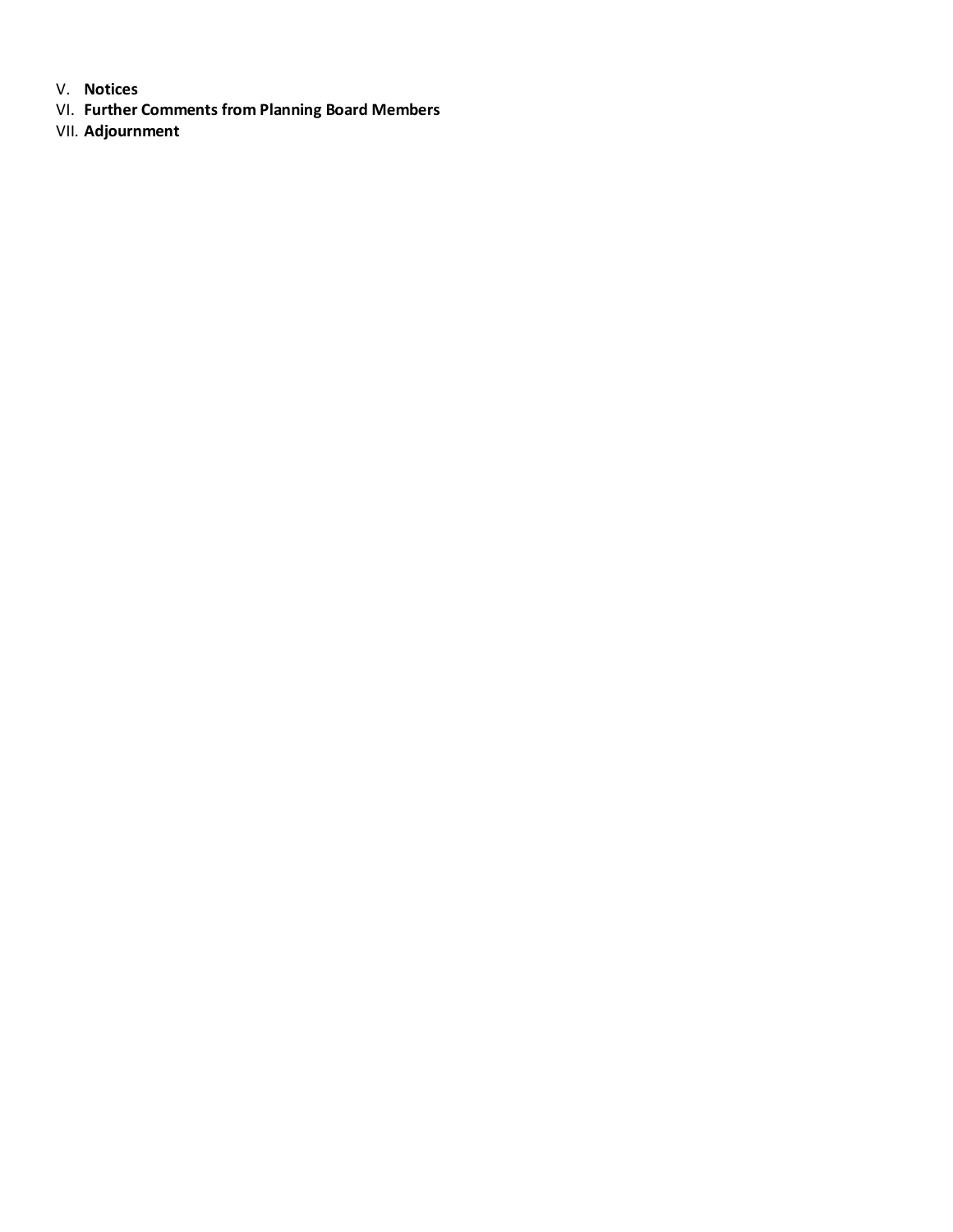V. **Notices**
VI. **Further Comments from Planning Board Members**
VII. **Adjournment**